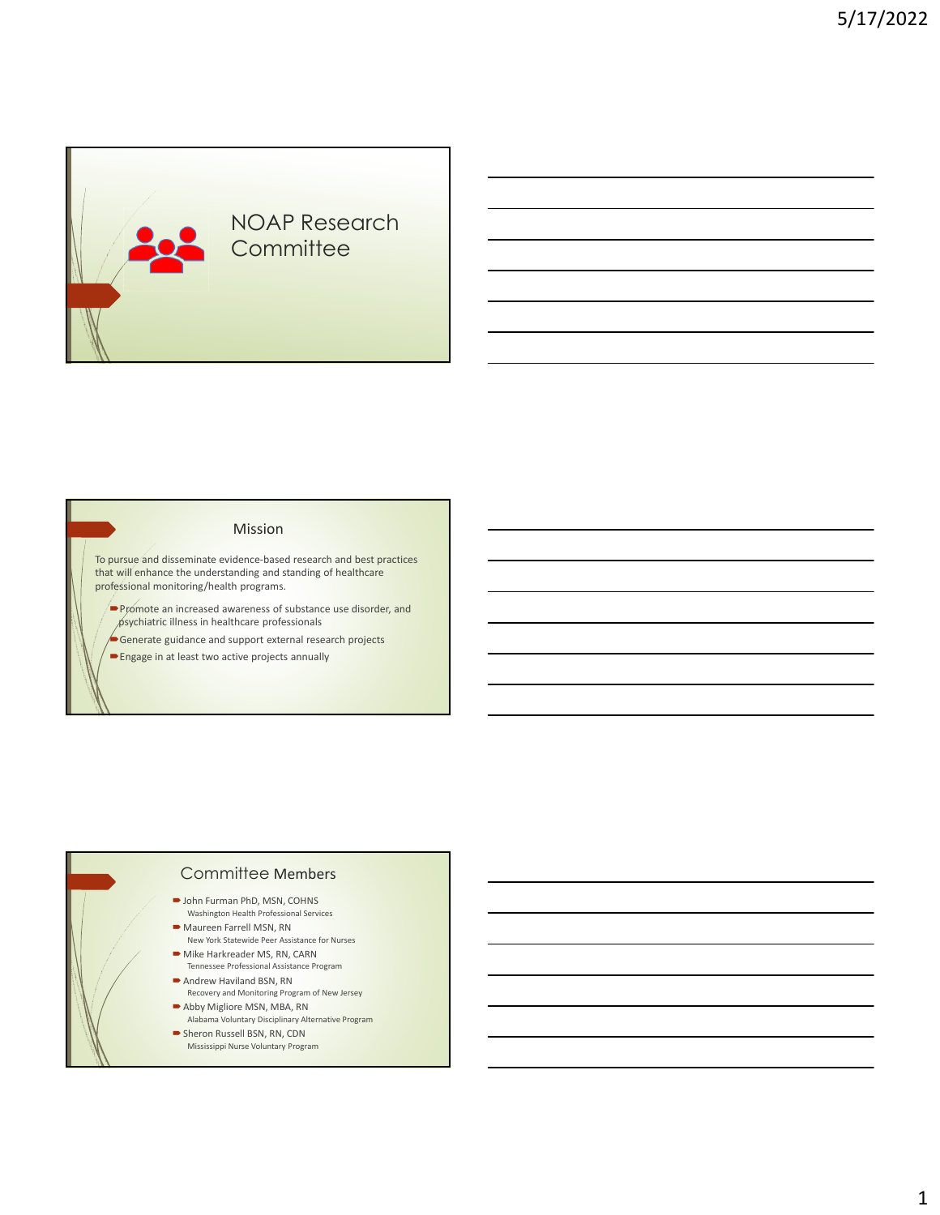# NOAP Research Committee

## Mission

To pursue and disseminate evidence-based research and best practices that will enhance the understanding and standing of healthcare professional monitoring/health programs.

- Promote an increased awareness of substance use disorder, and psychiatric illness in healthcare professionals
- Generate guidance and support external research projects
- Engage in at least two active projects annually

## Committee Members

- John Furman PhD, MSN, COHNS
  Washington Health Professional Services
- Maureen Farrell MSN, RN
  New York Statewide Peer Assistance for Nurses
- Mike Harkreader MS, RN, CARN
  Tennessee Professional Assistance Program
- Andrew Haviland BSN, RN
  Recovery and Monitoring Program of New Jersey
- Abby Migliore MSN, MBA, RN
  Alabama Voluntary Disciplinary Alternative Program
- Sheron Russell BSN, RN, CDN
  Mississippi Nurse Voluntary Program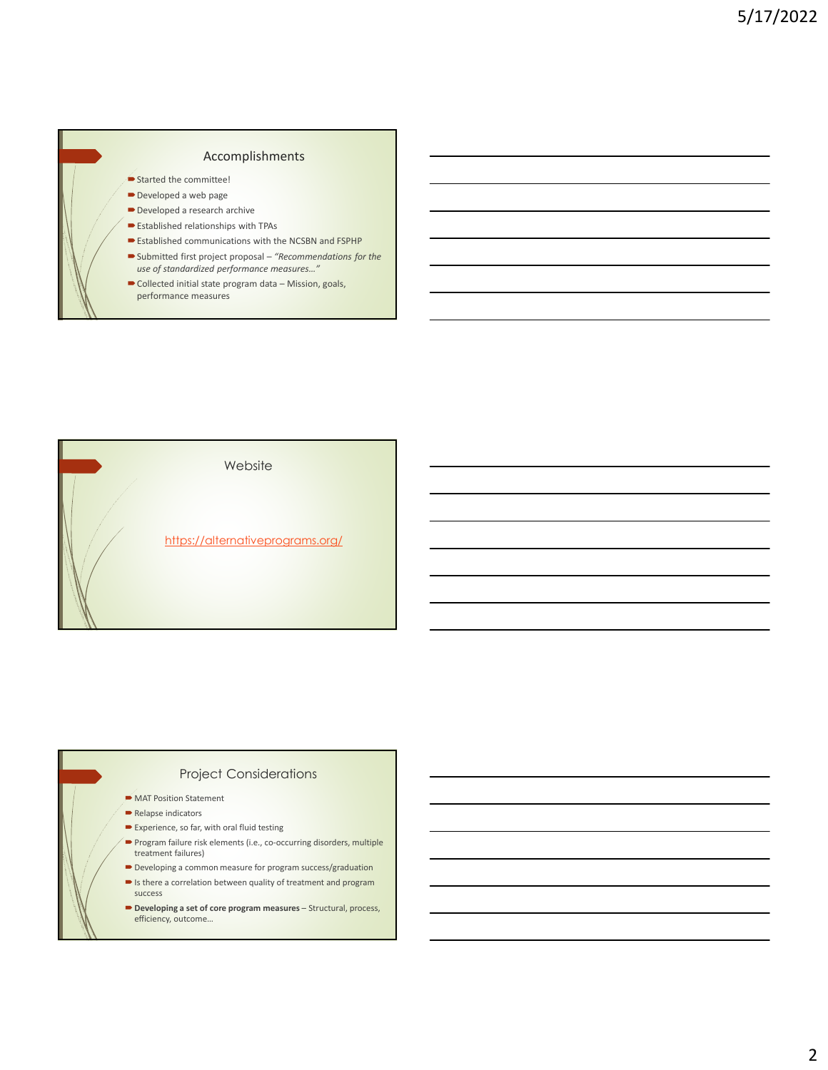## Accomplishments

- Started the committee!
- Developed a web page
- Developed a research archive
- Established relationships with TPAs
- Established communications with the NCSBN and FSPHP
- Submitted first project proposal – *"Recommendations for the use of standardized performance measures…"*
- Collected initial state program data – Mission, goals, performance measures

## Website

https://alternativeprograms.org/

## Project Considerations

- MAT Position Statement
- Relapse indicators
- Experience, so far, with oral fluid testing
- Program failure risk elements (i.e., co-occurring disorders, multiple treatment failures)
- Developing a common measure for program success/graduation
- Is there a correlation between quality of treatment and program success
- **Developing a set of core program measures** – Structural, process, efficiency, outcome…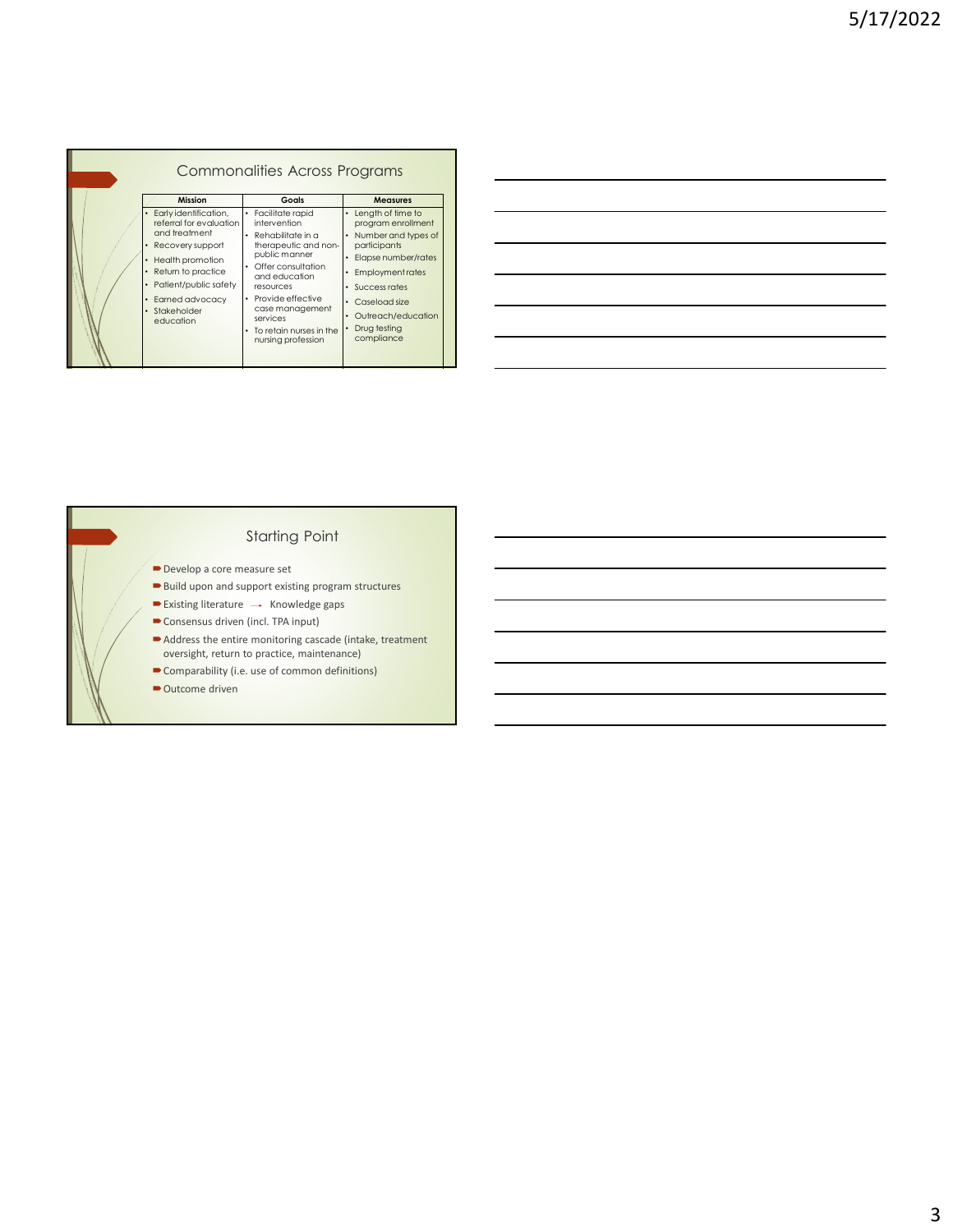## Commonalities Across Programs

| Mission | Goals | Measures |
| --- | --- | --- |
| • Early identification, referral for evaluation and treatment<br>• Recovery support<br>• Health promotion<br>• Return to practice<br>• Patient/public safety<br>• Earned advocacy<br>• Stakeholder education | • Facilitate rapid intervention<br>• Rehabilitate in a therapeutic and non-public manner<br>• Offer consultation and education resources<br>• Provide effective case management services<br>• To retain nurses in the nursing profession | • Length of time to program enrollment<br>• Number and types of participants<br>• Elapse number/rates<br>• Employment rates<br>• Success rates<br>• Caseload size<br>• Outreach/education<br>• Drug testing compliance |

## Starting Point

- Develop a core measure set
- Build upon and support existing program structures
- Existing literature → Knowledge gaps
- Consensus driven (incl. TPA input)
- Address the entire monitoring cascade (intake, treatment oversight, return to practice, maintenance)
- Comparability (i.e. use of common definitions)
- Outcome driven